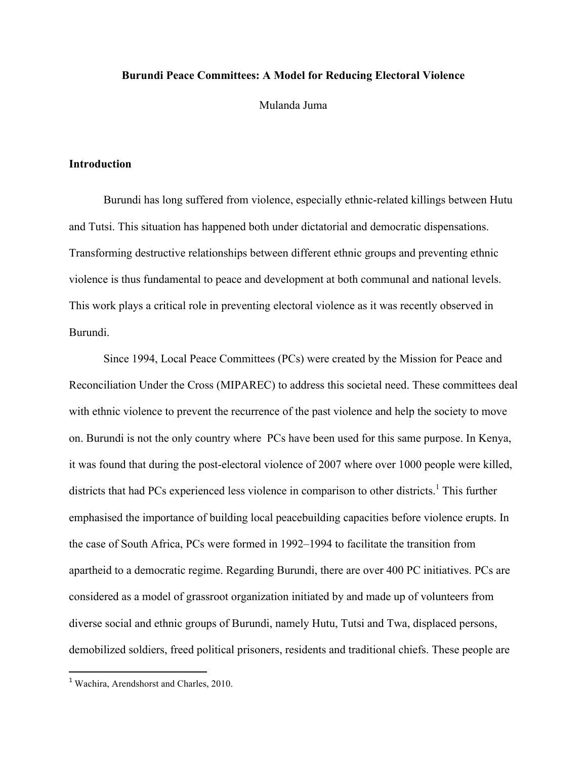# Burundi Peace Committees: A Model for Reducing Electoral Violence

Mulanda Juma

## Introduction

Burundi has long suffered from violence, especially ethnic-related killings between Hutu and Tutsi. This situation has happened both under dictatorial and democratic dispensations. Transforming destructive relationships between different ethnic groups and preventing ethnic violence is thus fundamental to peace and development at both communal and national levels. This work plays a critical role in preventing electoral violence as it was recently observed in Burundi.

Since 1994, Local Peace Committees (PCs) were created by the Mission for Peace and Reconciliation Under the Cross (MIPAREC) to address this societal need. These committees deal with ethnic violence to prevent the recurrence of the past violence and help the society to move on. Burundi is not the only country where PCs have been used for this same purpose. In Kenya, it was found that during the post-electoral violence of 2007 where over 1000 people were killed, districts that had PCs experienced less violence in comparison to other districts.[1] This further emphasised the importance of building local peacebuilding capacities before violence erupts. In the case of South Africa, PCs were formed in 1992–1994 to facilitate the transition from apartheid to a democratic regime. Regarding Burundi, there are over 400 PC initiatives. PCs are considered as a model of grassroot organization initiated by and made up of volunteers from diverse social and ethnic groups of Burundi, namely Hutu, Tutsi and Twa, displaced persons, demobilized soldiers, freed political prisoners, residents and traditional chiefs. These people are

[1] Wachira, Arendshorst and Charles, 2010.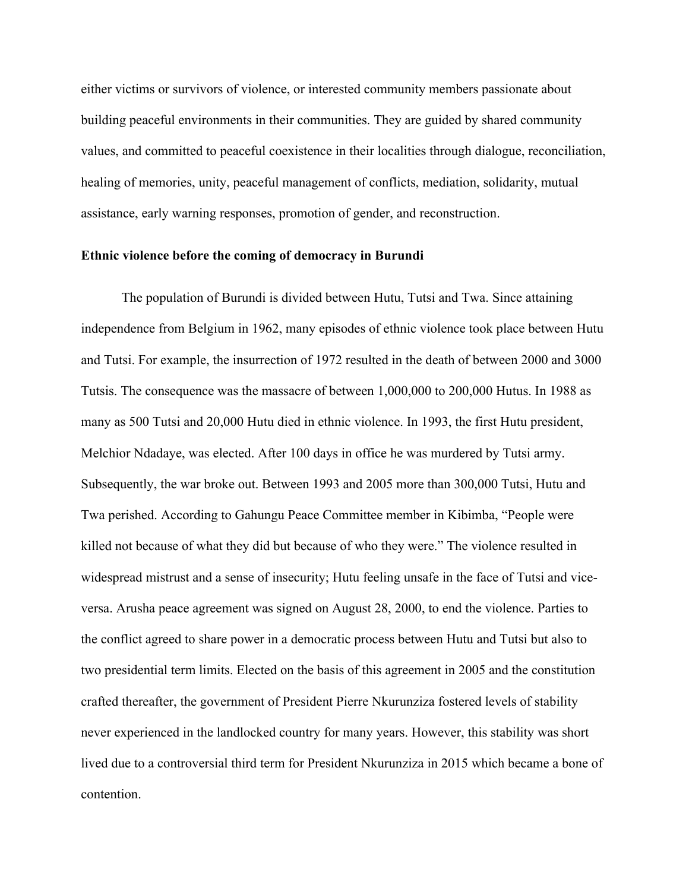either victims or survivors of violence, or interested community members passionate about building peaceful environments in their communities. They are guided by shared community values, and committed to peaceful coexistence in their localities through dialogue, reconciliation, healing of memories, unity, peaceful management of conflicts, mediation, solidarity, mutual assistance, early warning responses, promotion of gender, and reconstruction.

**Ethnic violence before the coming of democracy in Burundi**

The population of Burundi is divided between Hutu, Tutsi and Twa. Since attaining independence from Belgium in 1962, many episodes of ethnic violence took place between Hutu and Tutsi. For example, the insurrection of 1972 resulted in the death of between 2000 and 3000 Tutsis. The consequence was the massacre of between 1,000,000 to 200,000 Hutus. In 1988 as many as 500 Tutsi and 20,000 Hutu died in ethnic violence. In 1993, the first Hutu president, Melchior Ndadaye, was elected. After 100 days in office he was murdered by Tutsi army. Subsequently, the war broke out. Between 1993 and 2005 more than 300,000 Tutsi, Hutu and Twa perished. According to Gahungu Peace Committee member in Kibimba, "People were killed not because of what they did but because of who they were." The violence resulted in widespread mistrust and a sense of insecurity; Hutu feeling unsafe in the face of Tutsi and vice-versa. Arusha peace agreement was signed on August 28, 2000, to end the violence. Parties to the conflict agreed to share power in a democratic process between Hutu and Tutsi but also to two presidential term limits. Elected on the basis of this agreement in 2005 and the constitution crafted thereafter, the government of President Pierre Nkurunziza fostered levels of stability never experienced in the landlocked country for many years. However, this stability was short lived due to a controversial third term for President Nkurunziza in 2015 which became a bone of contention.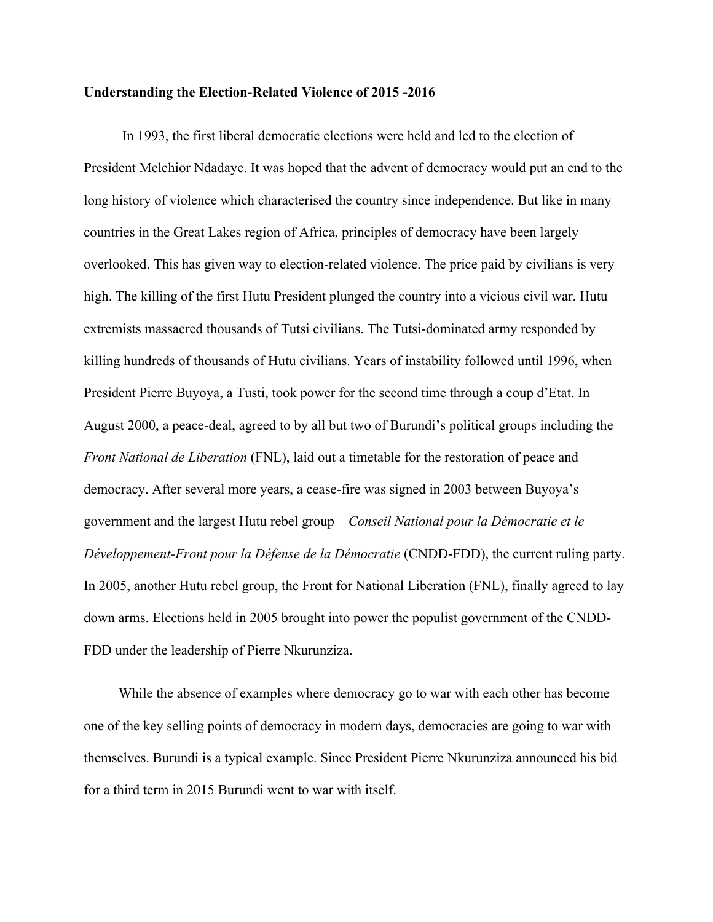**Understanding the Election-Related Violence of 2015 -2016**

In 1993, the first liberal democratic elections were held and led to the election of President Melchior Ndadaye. It was hoped that the advent of democracy would put an end to the long history of violence which characterised the country since independence. But like in many countries in the Great Lakes region of Africa, principles of democracy have been largely overlooked. This has given way to election-related violence. The price paid by civilians is very high. The killing of the first Hutu President plunged the country into a vicious civil war. Hutu extremists massacred thousands of Tutsi civilians. The Tutsi-dominated army responded by killing hundreds of thousands of Hutu civilians. Years of instability followed until 1996, when President Pierre Buyoya, a Tusti, took power for the second time through a coup d'Etat. In August 2000, a peace-deal, agreed to by all but two of Burundi's political groups including the *Front National de Liberation* (FNL), laid out a timetable for the restoration of peace and democracy. After several more years, a cease-fire was signed in 2003 between Buyoya's government and the largest Hutu rebel group – *Conseil National pour la Démocratie et le Développement-Front pour la Défense de la Démocratie* (CNDD-FDD), the current ruling party. In 2005, another Hutu rebel group, the Front for National Liberation (FNL), finally agreed to lay down arms. Elections held in 2005 brought into power the populist government of the CNDD-FDD under the leadership of Pierre Nkurunziza.

While the absence of examples where democracy go to war with each other has become one of the key selling points of democracy in modern days, democracies are going to war with themselves. Burundi is a typical example. Since President Pierre Nkurunziza announced his bid for a third term in 2015 Burundi went to war with itself.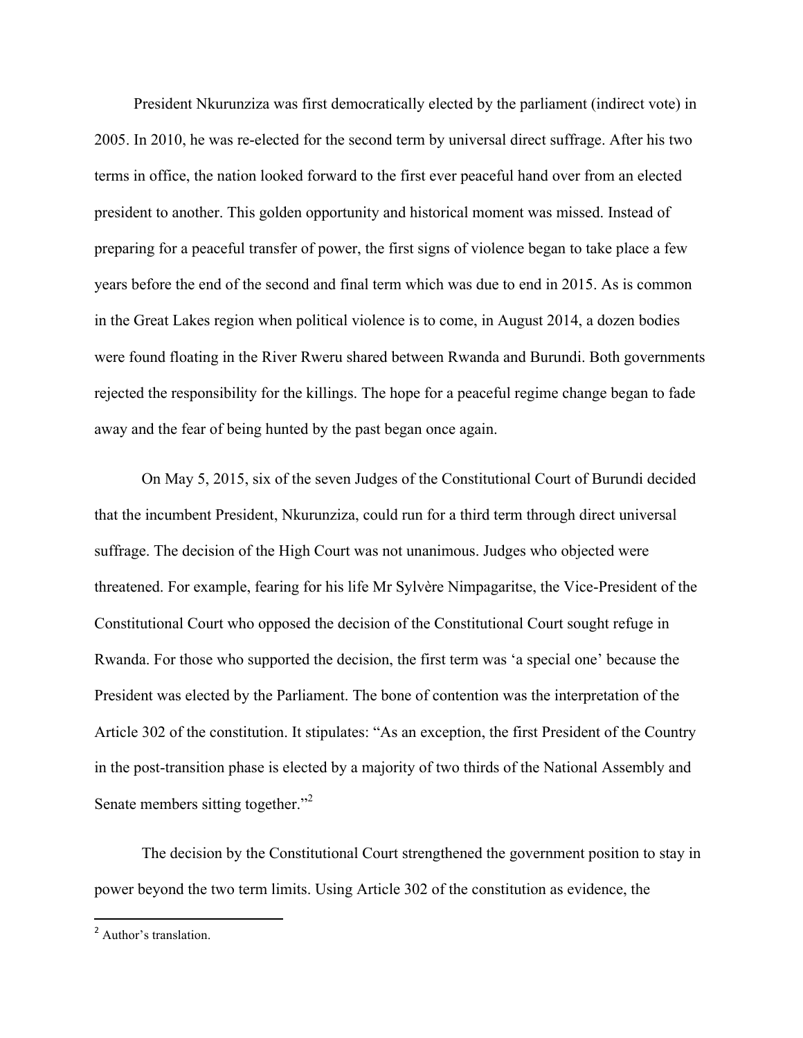President Nkurunziza was first democratically elected by the parliament (indirect vote) in 2005. In 2010, he was re-elected for the second term by universal direct suffrage. After his two terms in office, the nation looked forward to the first ever peaceful hand over from an elected president to another. This golden opportunity and historical moment was missed. Instead of preparing for a peaceful transfer of power, the first signs of violence began to take place a few years before the end of the second and final term which was due to end in 2015. As is common in the Great Lakes region when political violence is to come, in August 2014, a dozen bodies were found floating in the River Rweru shared between Rwanda and Burundi. Both governments rejected the responsibility for the killings. The hope for a peaceful regime change began to fade away and the fear of being hunted by the past began once again.

On May 5, 2015, six of the seven Judges of the Constitutional Court of Burundi decided that the incumbent President, Nkurunziza, could run for a third term through direct universal suffrage. The decision of the High Court was not unanimous. Judges who objected were threatened. For example, fearing for his life Mr Sylvère Nimpagaritse, the Vice-President of the Constitutional Court who opposed the decision of the Constitutional Court sought refuge in Rwanda. For those who supported the decision, the first term was 'a special one' because the President was elected by the Parliament. The bone of contention was the interpretation of the Article 302 of the constitution. It stipulates: "As an exception, the first President of the Country in the post-transition phase is elected by a majority of two thirds of the National Assembly and Senate members sitting together."[2]

The decision by the Constitutional Court strengthened the government position to stay in power beyond the two term limits. Using Article 302 of the constitution as evidence, the

[2] Author's translation.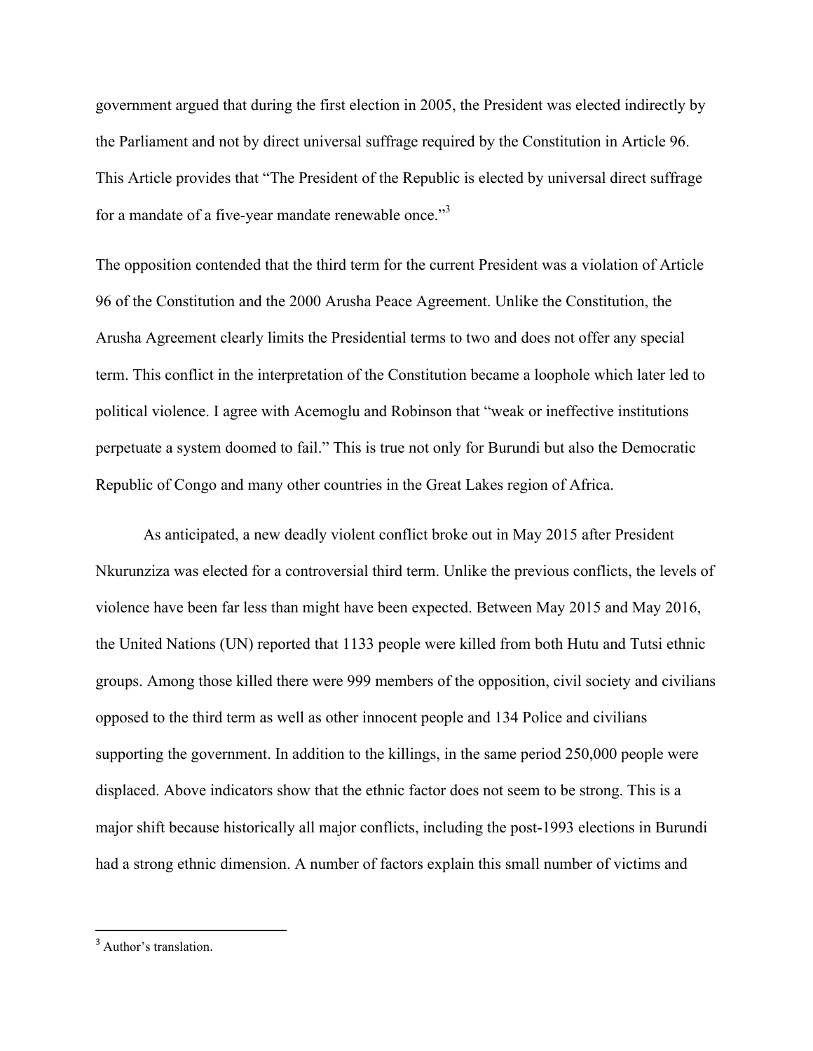government argued that during the first election in 2005, the President was elected indirectly by the Parliament and not by direct universal suffrage required by the Constitution in Article 96. This Article provides that "The President of the Republic is elected by universal direct suffrage for a mandate of a five-year mandate renewable once."[3]

The opposition contended that the third term for the current President was a violation of Article 96 of the Constitution and the 2000 Arusha Peace Agreement. Unlike the Constitution, the Arusha Agreement clearly limits the Presidential terms to two and does not offer any special term. This conflict in the interpretation of the Constitution became a loophole which later led to political violence. I agree with Acemoglu and Robinson that "weak or ineffective institutions perpetuate a system doomed to fail." This is true not only for Burundi but also the Democratic Republic of Congo and many other countries in the Great Lakes region of Africa.

As anticipated, a new deadly violent conflict broke out in May 2015 after President Nkurunziza was elected for a controversial third term. Unlike the previous conflicts, the levels of violence have been far less than might have been expected. Between May 2015 and May 2016, the United Nations (UN) reported that 1133 people were killed from both Hutu and Tutsi ethnic groups. Among those killed there were 999 members of the opposition, civil society and civilians opposed to the third term as well as other innocent people and 134 Police and civilians supporting the government. In addition to the killings, in the same period 250,000 people were displaced. Above indicators show that the ethnic factor does not seem to be strong. This is a major shift because historically all major conflicts, including the post-1993 elections in Burundi had a strong ethnic dimension. A number of factors explain this small number of victims and

[3] Author's translation.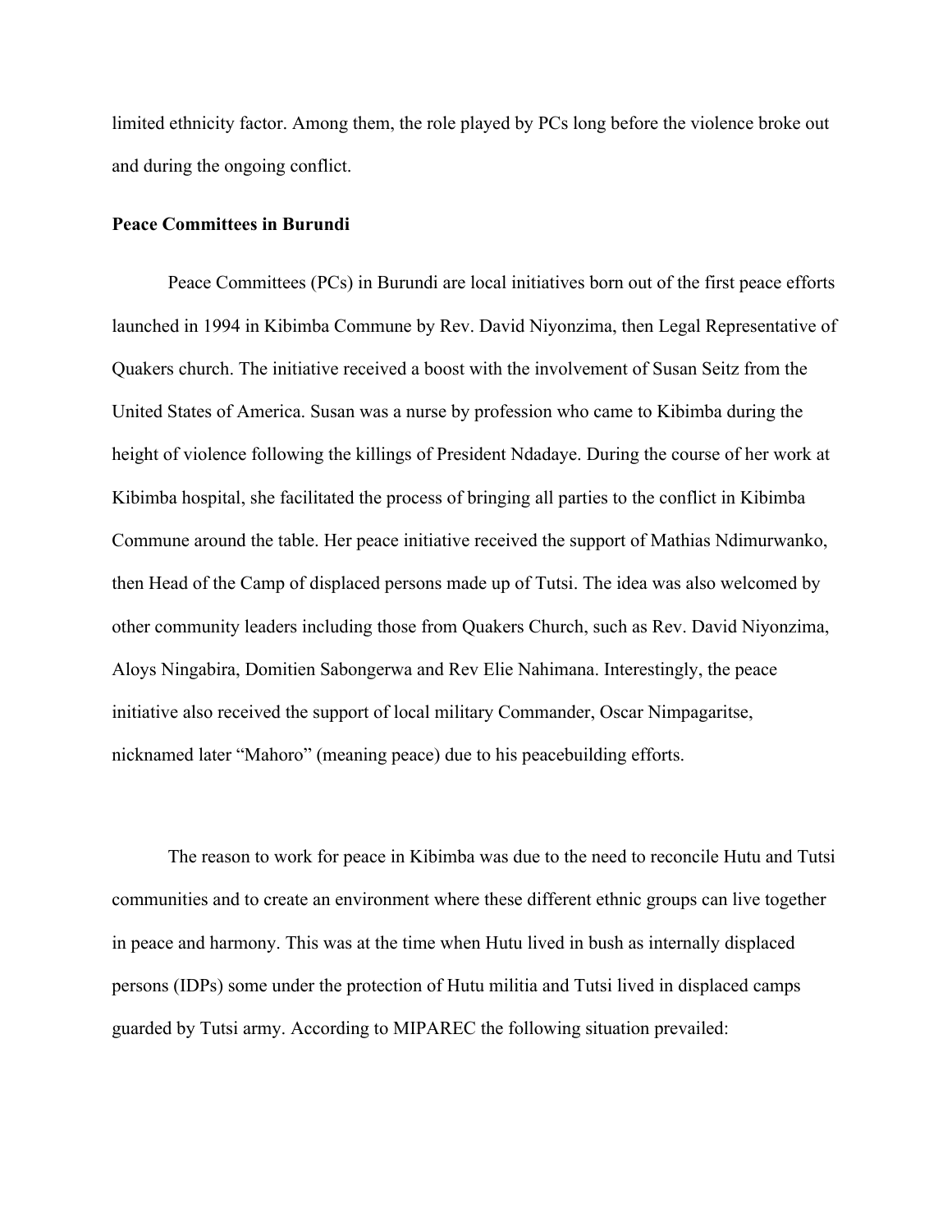limited ethnicity factor. Among them, the role played by PCs long before the violence broke out and during the ongoing conflict.

**Peace Committees in Burundi**

Peace Committees (PCs) in Burundi are local initiatives born out of the first peace efforts launched in 1994 in Kibimba Commune by Rev. David Niyonzima, then Legal Representative of Quakers church. The initiative received a boost with the involvement of Susan Seitz from the United States of America. Susan was a nurse by profession who came to Kibimba during the height of violence following the killings of President Ndadaye. During the course of her work at Kibimba hospital, she facilitated the process of bringing all parties to the conflict in Kibimba Commune around the table. Her peace initiative received the support of Mathias Ndimurwanko, then Head of the Camp of displaced persons made up of Tutsi. The idea was also welcomed by other community leaders including those from Quakers Church, such as Rev. David Niyonzima, Aloys Ningabira, Domitien Sabongerwa and Rev Elie Nahimana. Interestingly, the peace initiative also received the support of local military Commander, Oscar Nimpagaritse, nicknamed later "Mahoro" (meaning peace) due to his peacebuilding efforts.

The reason to work for peace in Kibimba was due to the need to reconcile Hutu and Tutsi communities and to create an environment where these different ethnic groups can live together in peace and harmony. This was at the time when Hutu lived in bush as internally displaced persons (IDPs) some under the protection of Hutu militia and Tutsi lived in displaced camps guarded by Tutsi army. According to MIPAREC the following situation prevailed: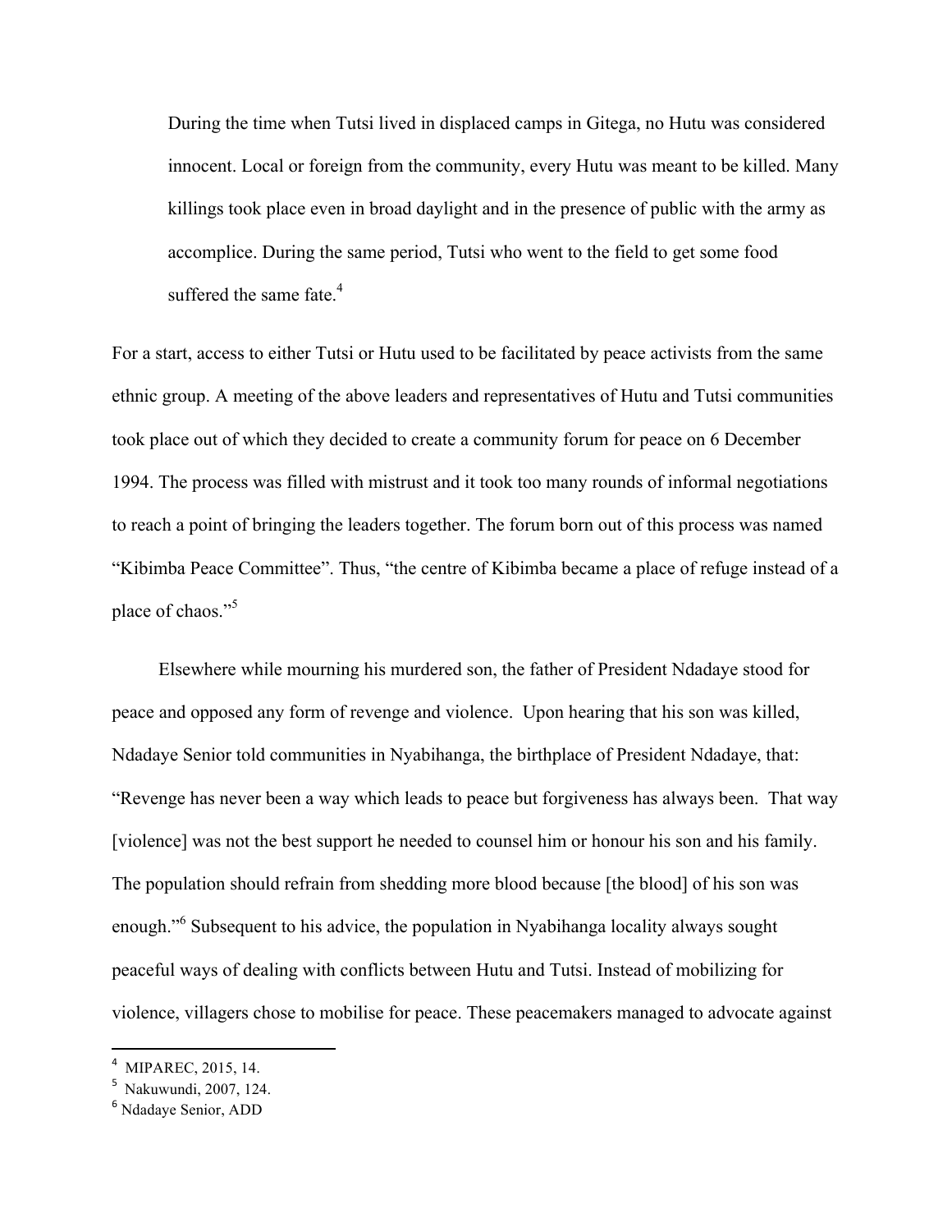> During the time when Tutsi lived in displaced camps in Gitega, no Hutu was considered innocent. Local or foreign from the community, every Hutu was meant to be killed. Many killings took place even in broad daylight and in the presence of public with the army as accomplice. During the same period, Tutsi who went to the field to get some food suffered the same fate.[4]

For a start, access to either Tutsi or Hutu used to be facilitated by peace activists from the same ethnic group. A meeting of the above leaders and representatives of Hutu and Tutsi communities took place out of which they decided to create a community forum for peace on 6 December 1994. The process was filled with mistrust and it took too many rounds of informal negotiations to reach a point of bringing the leaders together. The forum born out of this process was named "Kibimba Peace Committee". Thus, "the centre of Kibimba became a place of refuge instead of a place of chaos."[5]

Elsewhere while mourning his murdered son, the father of President Ndadaye stood for peace and opposed any form of revenge and violence. Upon hearing that his son was killed, Ndadaye Senior told communities in Nyabihanga, the birthplace of President Ndadaye, that: "Revenge has never been a way which leads to peace but forgiveness has always been. That way [violence] was not the best support he needed to counsel him or honour his son and his family. The population should refrain from shedding more blood because [the blood] of his son was enough."[6] Subsequent to his advice, the population in Nyabihanga locality always sought peaceful ways of dealing with conflicts between Hutu and Tutsi. Instead of mobilizing for violence, villagers chose to mobilise for peace. These peacemakers managed to advocate against

---

[4] MIPAREC, 2015, 14.

[5] Nakuwundi, 2007, 124.

[6] Ndadaye Senior, ADD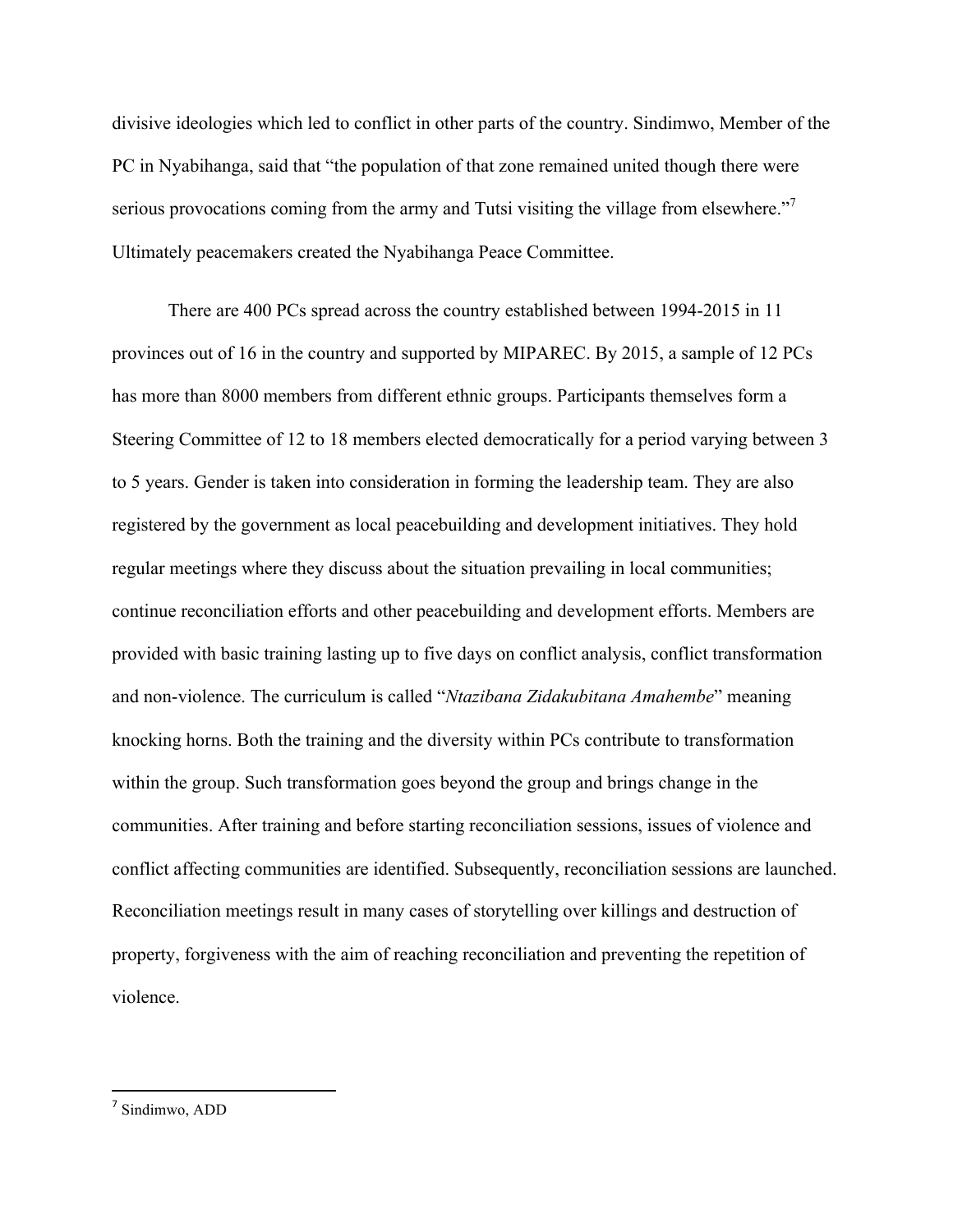divisive ideologies which led to conflict in other parts of the country. Sindimwo, Member of the PC in Nyabihanga, said that "the population of that zone remained united though there were serious provocations coming from the army and Tutsi visiting the village from elsewhere."[7] Ultimately peacemakers created the Nyabihanga Peace Committee.

There are 400 PCs spread across the country established between 1994-2015 in 11 provinces out of 16 in the country and supported by MIPAREC. By 2015, a sample of 12 PCs has more than 8000 members from different ethnic groups. Participants themselves form a Steering Committee of 12 to 18 members elected democratically for a period varying between 3 to 5 years. Gender is taken into consideration in forming the leadership team. They are also registered by the government as local peacebuilding and development initiatives. They hold regular meetings where they discuss about the situation prevailing in local communities; continue reconciliation efforts and other peacebuilding and development efforts. Members are provided with basic training lasting up to five days on conflict analysis, conflict transformation and non-violence. The curriculum is called "*Ntazibana Zidakubitana Amahembe*" meaning knocking horns. Both the training and the diversity within PCs contribute to transformation within the group. Such transformation goes beyond the group and brings change in the communities. After training and before starting reconciliation sessions, issues of violence and conflict affecting communities are identified. Subsequently, reconciliation sessions are launched. Reconciliation meetings result in many cases of storytelling over killings and destruction of property, forgiveness with the aim of reaching reconciliation and preventing the repetition of violence.

---

[7] Sindimwo, ADD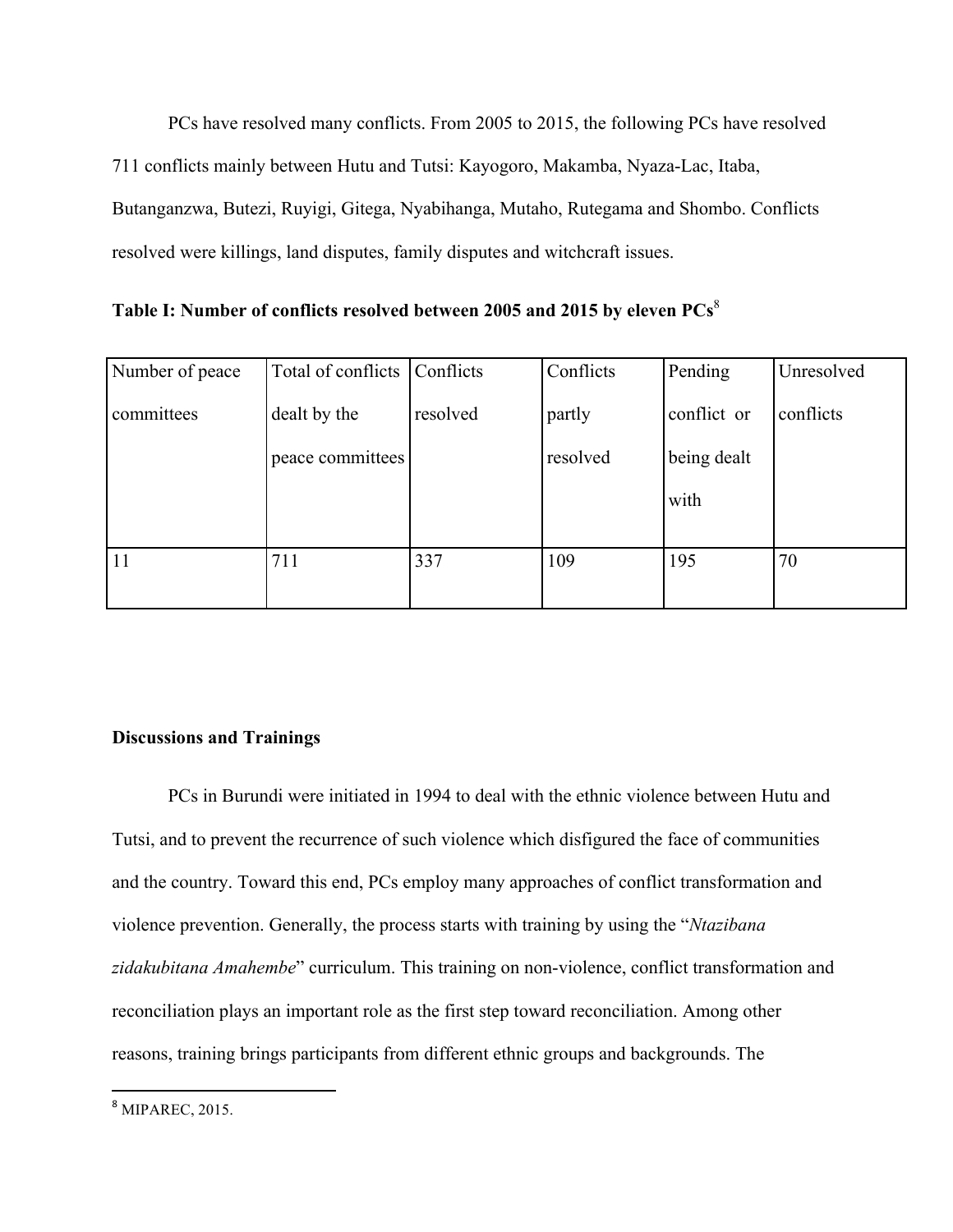PCs have resolved many conflicts. From 2005 to 2015, the following PCs have resolved 711 conflicts mainly between Hutu and Tutsi: Kayogoro, Makamba, Nyaza-Lac, Itaba, Butanganzwa, Butezi, Ruyigi, Gitega, Nyabihanga, Mutaho, Rutegama and Shombo. Conflicts resolved were killings, land disputes, family disputes and witchcraft issues.

**Table I: Number of conflicts resolved between 2005 and 2015 by eleven PCs**[8]

| Number of peace committees | Total of conflicts dealt by the peace committees | Conflicts resolved | Conflicts partly resolved | Pending conflict or being dealt with | Unresolved conflicts |
|---|---|---|---|---|---|
| 11 | 711 | 337 | 109 | 195 | 70 |

**Discussions and Trainings**

PCs in Burundi were initiated in 1994 to deal with the ethnic violence between Hutu and Tutsi, and to prevent the recurrence of such violence which disfigured the face of communities and the country. Toward this end, PCs employ many approaches of conflict transformation and violence prevention. Generally, the process starts with training by using the "*Ntazibana zidakubitana Amahembe*" curriculum. This training on non-violence, conflict transformation and reconciliation plays an important role as the first step toward reconciliation. Among other reasons, training brings participants from different ethnic groups and backgrounds. The

[8] MIPAREC, 2015.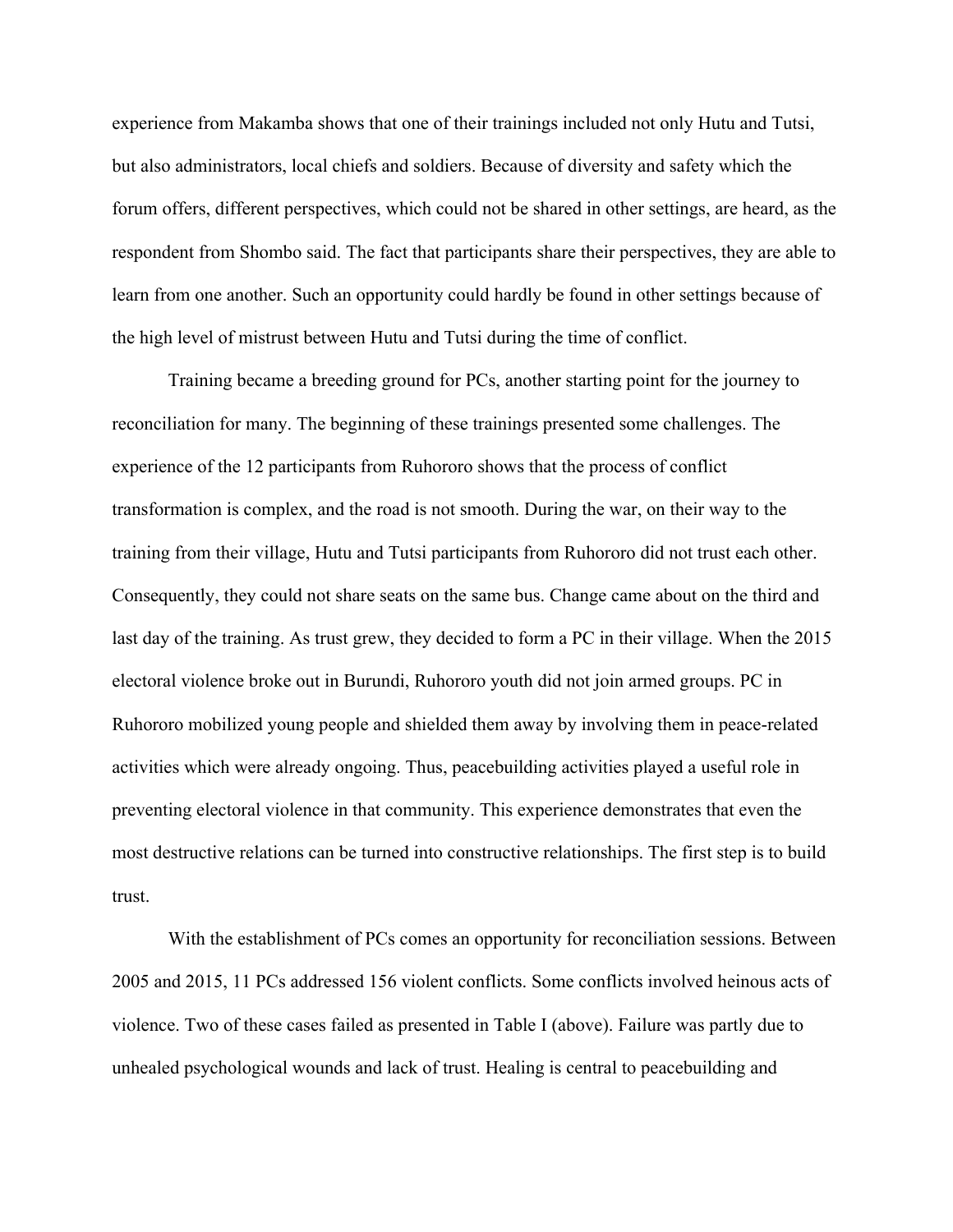experience from Makamba shows that one of their trainings included not only Hutu and Tutsi, but also administrators, local chiefs and soldiers. Because of diversity and safety which the forum offers, different perspectives, which could not be shared in other settings, are heard, as the respondent from Shombo said. The fact that participants share their perspectives, they are able to learn from one another. Such an opportunity could hardly be found in other settings because of the high level of mistrust between Hutu and Tutsi during the time of conflict.

Training became a breeding ground for PCs, another starting point for the journey to reconciliation for many. The beginning of these trainings presented some challenges. The experience of the 12 participants from Ruhororo shows that the process of conflict transformation is complex, and the road is not smooth. During the war, on their way to the training from their village, Hutu and Tutsi participants from Ruhororo did not trust each other. Consequently, they could not share seats on the same bus. Change came about on the third and last day of the training. As trust grew, they decided to form a PC in their village. When the 2015 electoral violence broke out in Burundi, Ruhororo youth did not join armed groups. PC in Ruhororo mobilized young people and shielded them away by involving them in peace-related activities which were already ongoing. Thus, peacebuilding activities played a useful role in preventing electoral violence in that community. This experience demonstrates that even the most destructive relations can be turned into constructive relationships. The first step is to build trust.

With the establishment of PCs comes an opportunity for reconciliation sessions. Between 2005 and 2015, 11 PCs addressed 156 violent conflicts. Some conflicts involved heinous acts of violence. Two of these cases failed as presented in Table I (above). Failure was partly due to unhealed psychological wounds and lack of trust. Healing is central to peacebuilding and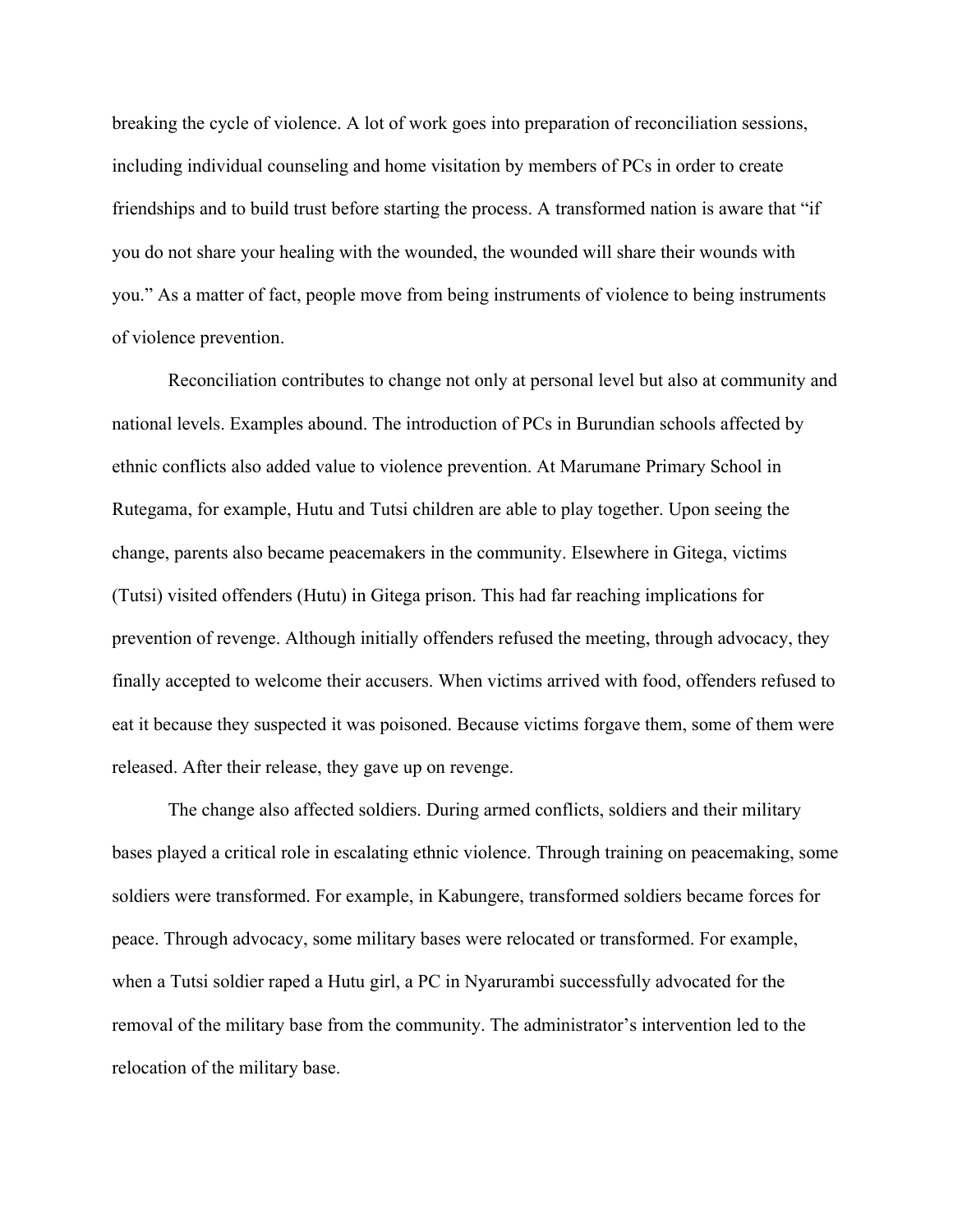breaking the cycle of violence. A lot of work goes into preparation of reconciliation sessions, including individual counseling and home visitation by members of PCs in order to create friendships and to build trust before starting the process. A transformed nation is aware that "if you do not share your healing with the wounded, the wounded will share their wounds with you." As a matter of fact, people move from being instruments of violence to being instruments of violence prevention.

Reconciliation contributes to change not only at personal level but also at community and national levels. Examples abound. The introduction of PCs in Burundian schools affected by ethnic conflicts also added value to violence prevention. At Marumane Primary School in Rutegama, for example, Hutu and Tutsi children are able to play together. Upon seeing the change, parents also became peacemakers in the community. Elsewhere in Gitega, victims (Tutsi) visited offenders (Hutu) in Gitega prison. This had far reaching implications for prevention of revenge. Although initially offenders refused the meeting, through advocacy, they finally accepted to welcome their accusers. When victims arrived with food, offenders refused to eat it because they suspected it was poisoned. Because victims forgave them, some of them were released. After their release, they gave up on revenge.

The change also affected soldiers. During armed conflicts, soldiers and their military bases played a critical role in escalating ethnic violence. Through training on peacemaking, some soldiers were transformed. For example, in Kabungere, transformed soldiers became forces for peace. Through advocacy, some military bases were relocated or transformed. For example, when a Tutsi soldier raped a Hutu girl, a PC in Nyarurambi successfully advocated for the removal of the military base from the community. The administrator's intervention led to the relocation of the military base.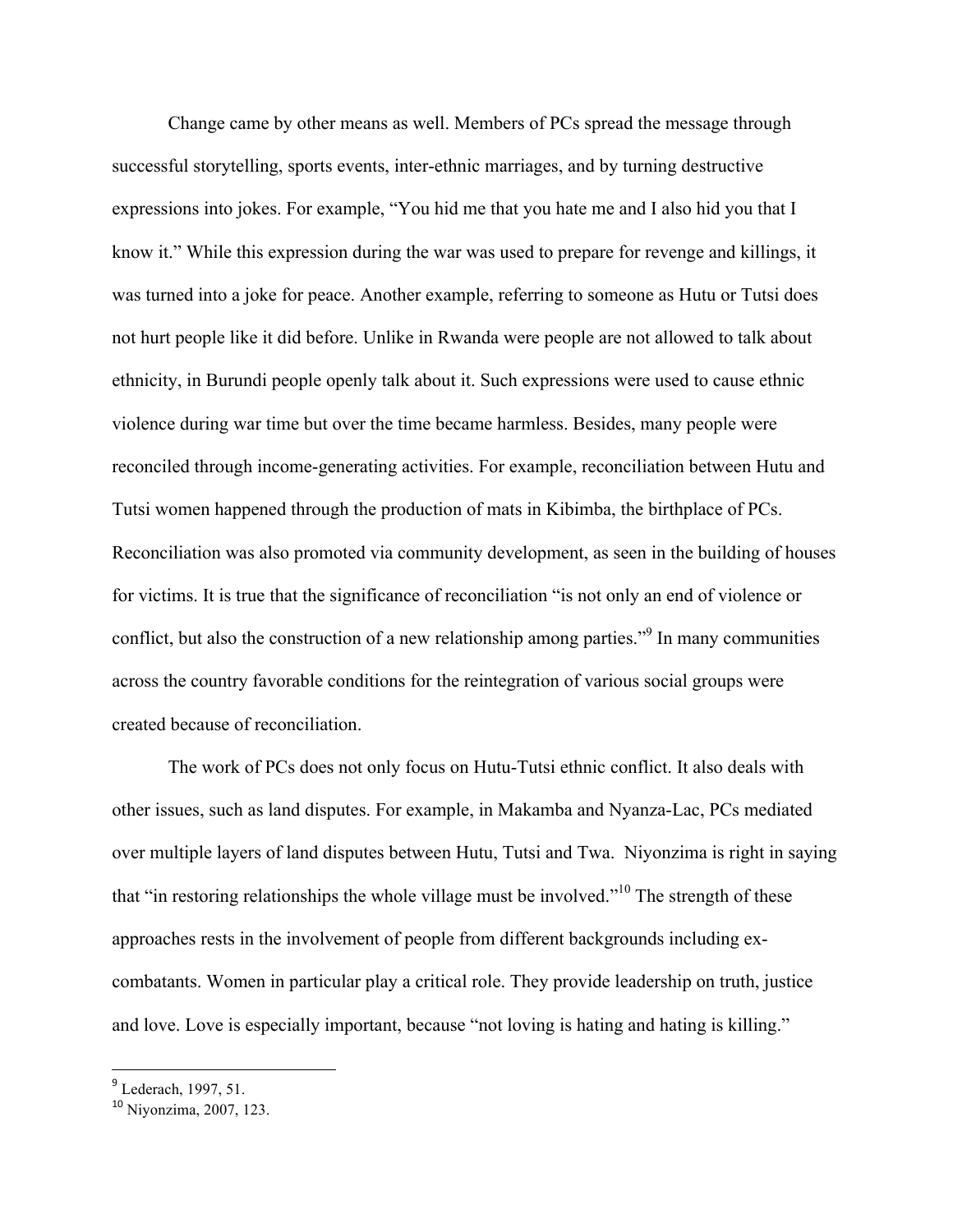Change came by other means as well. Members of PCs spread the message through successful storytelling, sports events, inter-ethnic marriages, and by turning destructive expressions into jokes. For example, "You hid me that you hate me and I also hid you that I know it." While this expression during the war was used to prepare for revenge and killings, it was turned into a joke for peace. Another example, referring to someone as Hutu or Tutsi does not hurt people like it did before. Unlike in Rwanda were people are not allowed to talk about ethnicity, in Burundi people openly talk about it. Such expressions were used to cause ethnic violence during war time but over the time became harmless. Besides, many people were reconciled through income-generating activities. For example, reconciliation between Hutu and Tutsi women happened through the production of mats in Kibimba, the birthplace of PCs. Reconciliation was also promoted via community development, as seen in the building of houses for victims. It is true that the significance of reconciliation "is not only an end of violence or conflict, but also the construction of a new relationship among parties."[9] In many communities across the country favorable conditions for the reintegration of various social groups were created because of reconciliation.

The work of PCs does not only focus on Hutu-Tutsi ethnic conflict. It also deals with other issues, such as land disputes. For example, in Makamba and Nyanza-Lac, PCs mediated over multiple layers of land disputes between Hutu, Tutsi and Twa. Niyonzima is right in saying that "in restoring relationships the whole village must be involved."[10] The strength of these approaches rests in the involvement of people from different backgrounds including ex-combatants. Women in particular play a critical role. They provide leadership on truth, justice and love. Love is especially important, because "not loving is hating and hating is killing."

---

[9] Lederach, 1997, 51.

[10] Niyonzima, 2007, 123.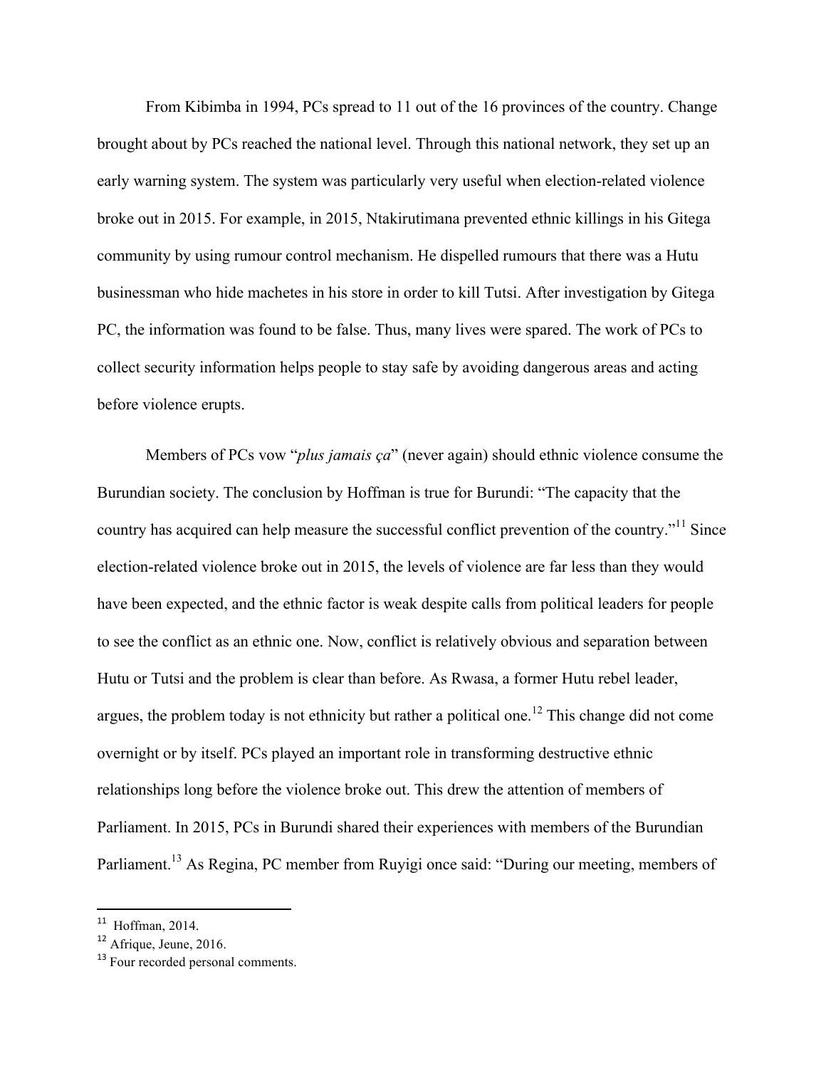From Kibimba in 1994, PCs spread to 11 out of the 16 provinces of the country. Change brought about by PCs reached the national level. Through this national network, they set up an early warning system. The system was particularly very useful when election-related violence broke out in 2015. For example, in 2015, Ntakirutimana prevented ethnic killings in his Gitega community by using rumour control mechanism. He dispelled rumours that there was a Hutu businessman who hide machetes in his store in order to kill Tutsi. After investigation by Gitega PC, the information was found to be false. Thus, many lives were spared. The work of PCs to collect security information helps people to stay safe by avoiding dangerous areas and acting before violence erupts.

Members of PCs vow "*plus jamais ça*" (never again) should ethnic violence consume the Burundian society. The conclusion by Hoffman is true for Burundi: "The capacity that the country has acquired can help measure the successful conflict prevention of the country."[11] Since election-related violence broke out in 2015, the levels of violence are far less than they would have been expected, and the ethnic factor is weak despite calls from political leaders for people to see the conflict as an ethnic one. Now, conflict is relatively obvious and separation between Hutu or Tutsi and the problem is clear than before. As Rwasa, a former Hutu rebel leader, argues, the problem today is not ethnicity but rather a political one.[12] This change did not come overnight or by itself. PCs played an important role in transforming destructive ethnic relationships long before the violence broke out. This drew the attention of members of Parliament. In 2015, PCs in Burundi shared their experiences with members of the Burundian Parliament.[13] As Regina, PC member from Ruyigi once said: "During our meeting, members of

---

[11] Hoffman, 2014.

[12] Afrique, Jeune, 2016.

[13] Four recorded personal comments.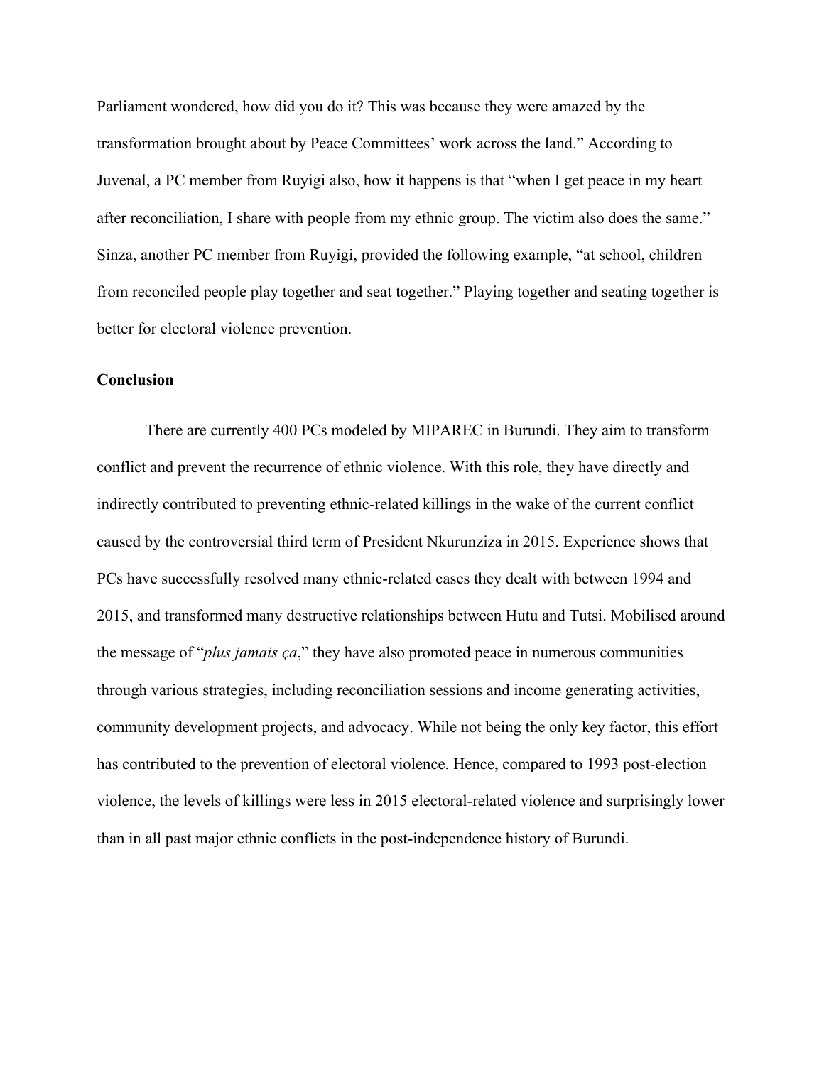Parliament wondered, how did you do it? This was because they were amazed by the transformation brought about by Peace Committees' work across the land." According to Juvenal, a PC member from Ruyigi also, how it happens is that "when I get peace in my heart after reconciliation, I share with people from my ethnic group. The victim also does the same." Sinza, another PC member from Ruyigi, provided the following example, "at school, children from reconciled people play together and seat together." Playing together and seating together is better for electoral violence prevention.

## Conclusion

There are currently 400 PCs modeled by MIPAREC in Burundi. They aim to transform conflict and prevent the recurrence of ethnic violence. With this role, they have directly and indirectly contributed to preventing ethnic-related killings in the wake of the current conflict caused by the controversial third term of President Nkurunziza in 2015. Experience shows that PCs have successfully resolved many ethnic-related cases they dealt with between 1994 and 2015, and transformed many destructive relationships between Hutu and Tutsi. Mobilised around the message of "*plus jamais ça*," they have also promoted peace in numerous communities through various strategies, including reconciliation sessions and income generating activities, community development projects, and advocacy. While not being the only key factor, this effort has contributed to the prevention of electoral violence. Hence, compared to 1993 post-election violence, the levels of killings were less in 2015 electoral-related violence and surprisingly lower than in all past major ethnic conflicts in the post-independence history of Burundi.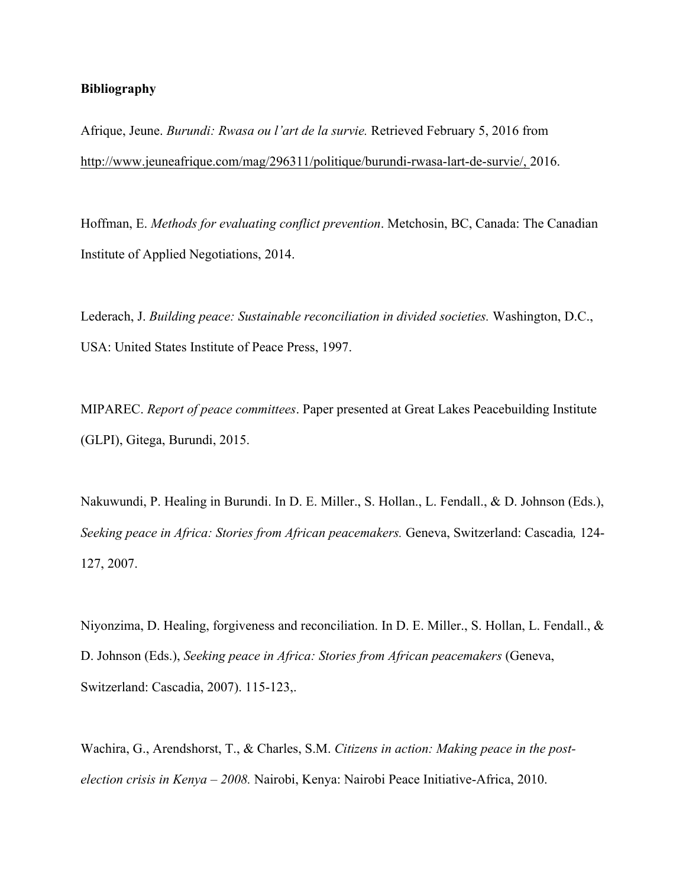**Bibliography**

Afrique, Jeune. *Burundi: Rwasa ou l'art de la survie.* Retrieved February 5, 2016 from http://www.jeuneafrique.com/mag/296311/politique/burundi-rwasa-lart-de-survie/, 2016.

Hoffman, E. *Methods for evaluating conflict prevention*. Metchosin, BC, Canada: The Canadian Institute of Applied Negotiations, 2014.

Lederach, J. *Building peace: Sustainable reconciliation in divided societies.* Washington, D.C., USA: United States Institute of Peace Press, 1997.

MIPAREC. *Report of peace committees*. Paper presented at Great Lakes Peacebuilding Institute (GLPI), Gitega, Burundi, 2015.

Nakuwundi, P. Healing in Burundi. In D. E. Miller., S. Hollan., L. Fendall., & D. Johnson (Eds.), *Seeking peace in Africa: Stories from African peacemakers.* Geneva, Switzerland: Cascadia*,* 124-127, 2007.

Niyonzima, D. Healing, forgiveness and reconciliation. In D. E. Miller., S. Hollan, L. Fendall., & D. Johnson (Eds.), *Seeking peace in Africa: Stories from African peacemakers* (Geneva, Switzerland: Cascadia, 2007). 115-123,.

Wachira, G., Arendshorst, T., & Charles, S.M. *Citizens in action: Making peace in the post-election crisis in Kenya – 2008.* Nairobi, Kenya: Nairobi Peace Initiative-Africa, 2010.